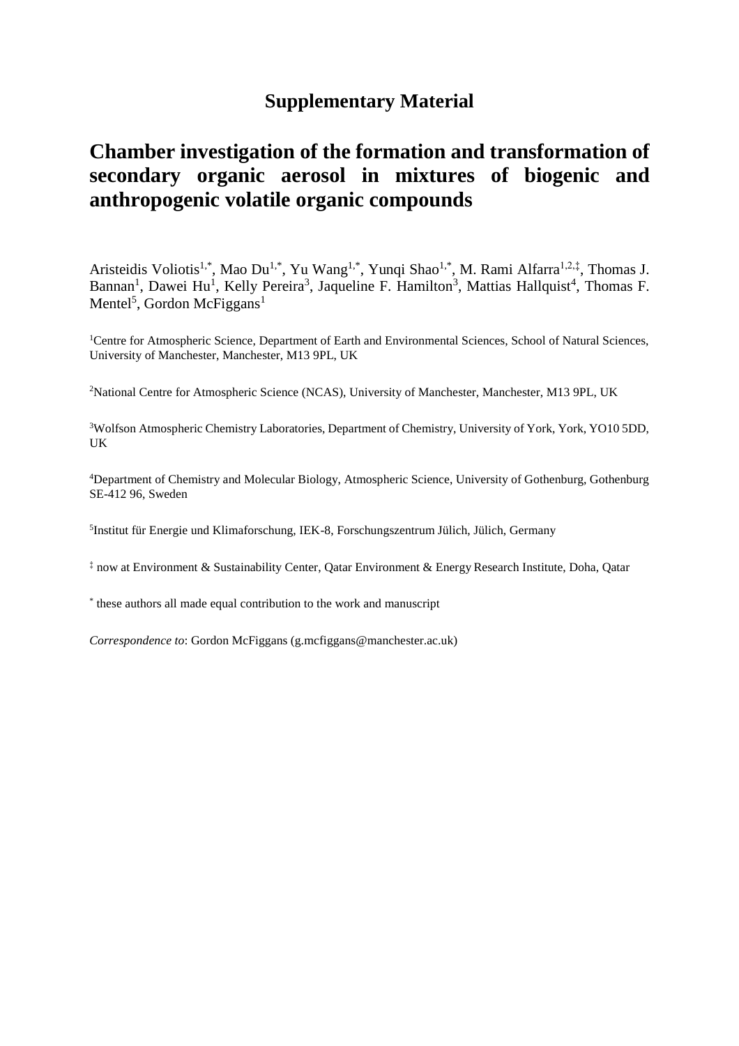# Supplementary Material

## Chamber investigation of the formation and transformation of secondary organic aerosol in mixtures of biogenic and anthropogenic volatile organic compounds

Aristeidis Voliotis[1,*], Mao Du[1,*], Yu Wang[1,*], Yunqi Shao[1,*], M. Rami Alfarra[1,2,‡], Thomas J. Bannan[1], Dawei Hu[1], Kelly Pereira[3], Jaqueline F. Hamilton[3], Mattias Hallquist[4], Thomas F. Mentel[5], Gordon McFiggans[1]

[1]Centre for Atmospheric Science, Department of Earth and Environmental Sciences, School of Natural Sciences, University of Manchester, Manchester, M13 9PL, UK

[2]National Centre for Atmospheric Science (NCAS), University of Manchester, Manchester, M13 9PL, UK

[3]Wolfson Atmospheric Chemistry Laboratories, Department of Chemistry, University of York, York, YO10 5DD, UK

[4]Department of Chemistry and Molecular Biology, Atmospheric Science, University of Gothenburg, Gothenburg SE-412 96, Sweden

[5]Institut für Energie und Klimaforschung, IEK-8, Forschungszentrum Jülich, Jülich, Germany

[‡] now at Environment & Sustainability Center, Qatar Environment & Energy Research Institute, Doha, Qatar

[*] these authors all made equal contribution to the work and manuscript

*Correspondence to*: Gordon McFiggans (g.mcfiggans@manchester.ac.uk)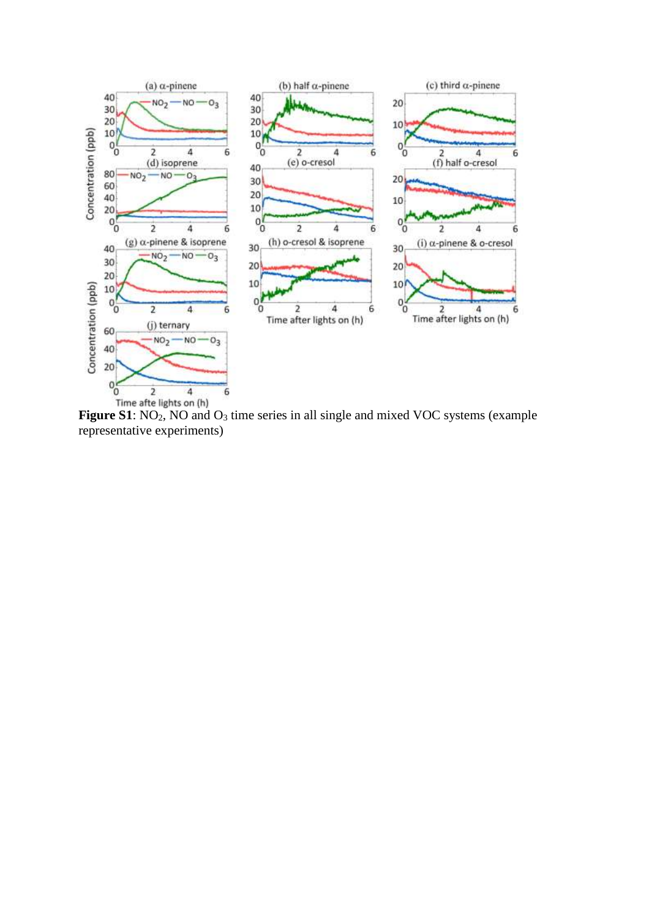**Figure S1**: $NO_2$, NO and $O_3$ time series in all single and mixed VOC systems (example representative experiments)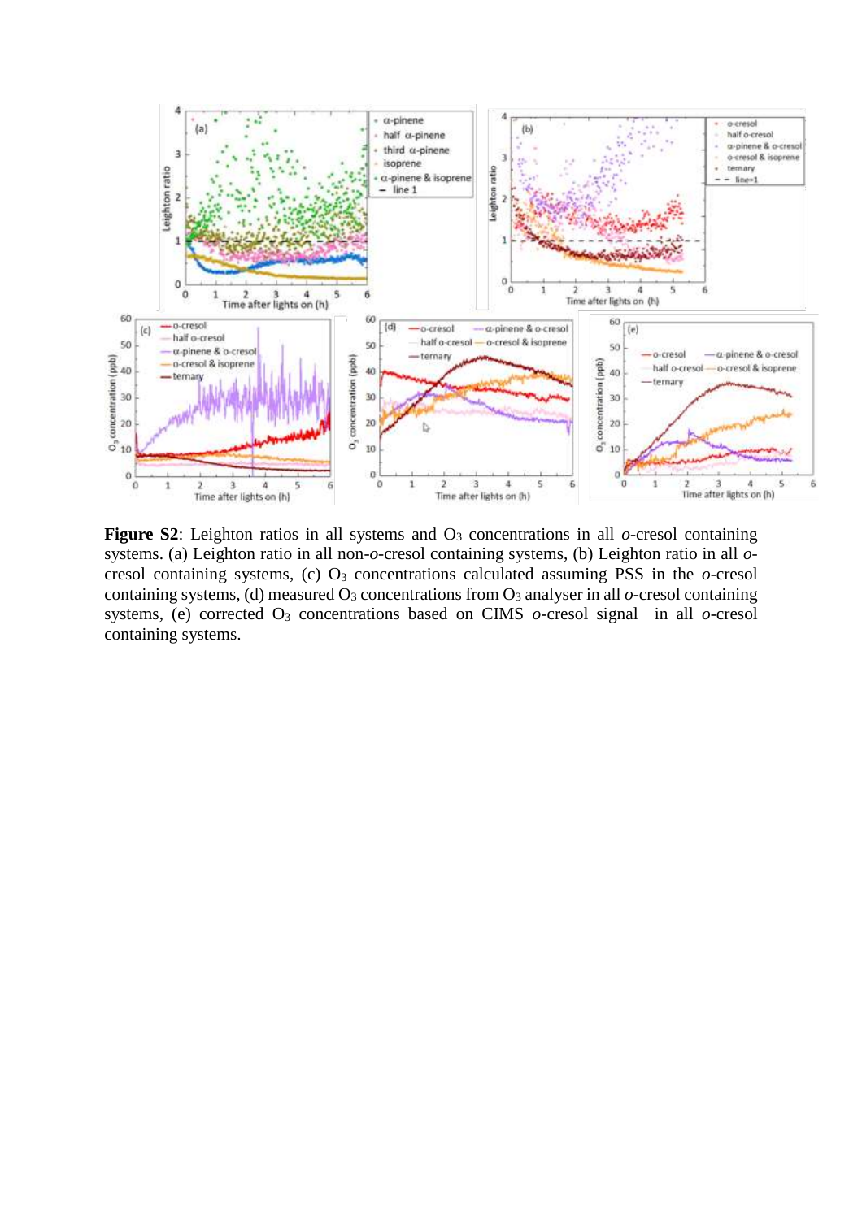**Figure S2**: Leighton ratios in all systems and $O_3$ concentrations in all *o*-cresol containing systems. (a) Leighton ratio in all non-*o*-cresol containing systems, (b) Leighton ratio in all *o*-cresol containing systems, (c) $O_3$ concentrations calculated assuming PSS in the *o*-cresol containing systems, (d) measured $O_3$ concentrations from $O_3$ analyser in all *o*-cresol containing systems, (e) corrected $O_3$ concentrations based on CIMS *o*-cresol signal in all *o*-cresol containing systems.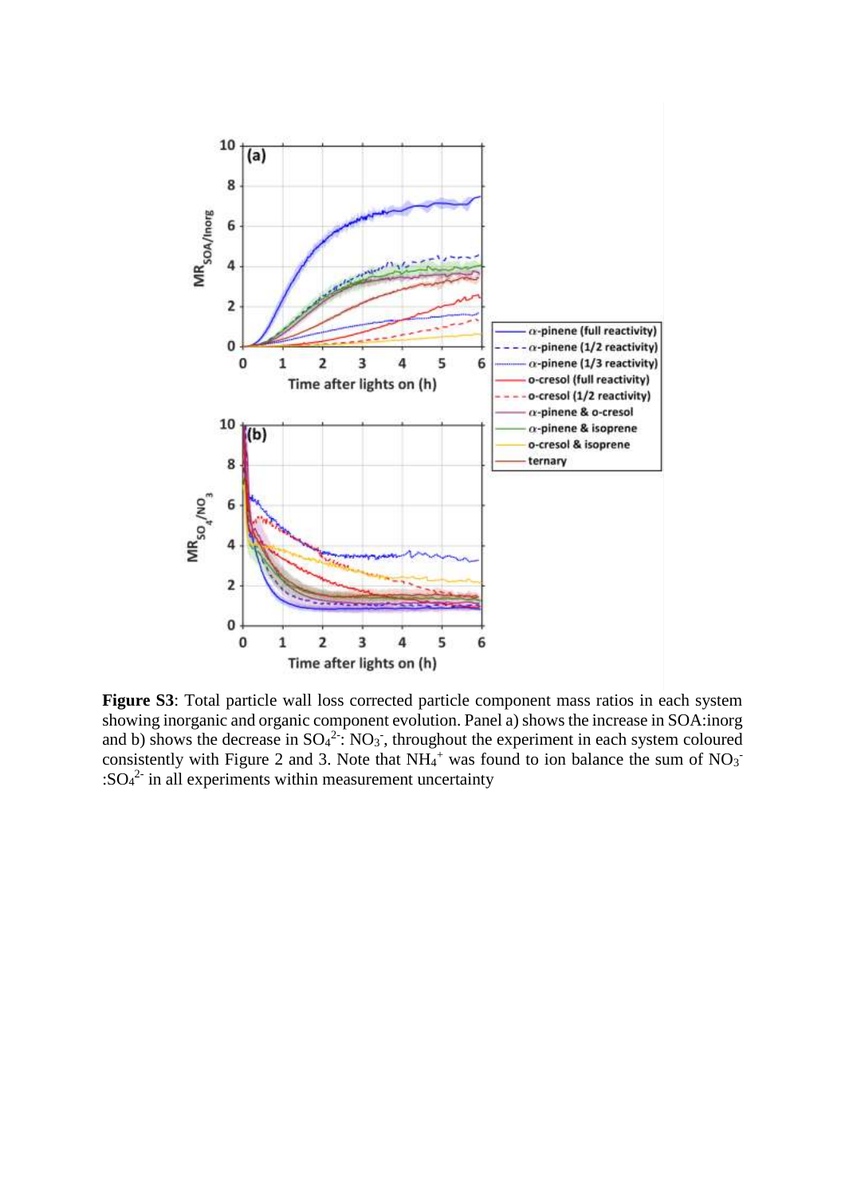**Figure S3**: Total particle wall loss corrected particle component mass ratios in each system showing inorganic and organic component evolution. Panel a) shows the increase in SOA:inorg and b) shows the decrease in $SO_4^{2-}$: $NO_3^-$, throughout the experiment in each system coloured consistently with Figure 2 and 3. Note that $NH_4^+$ was found to ion balance the sum of $NO_3^-$ :$SO_4^{2-}$ in all experiments within measurement uncertainty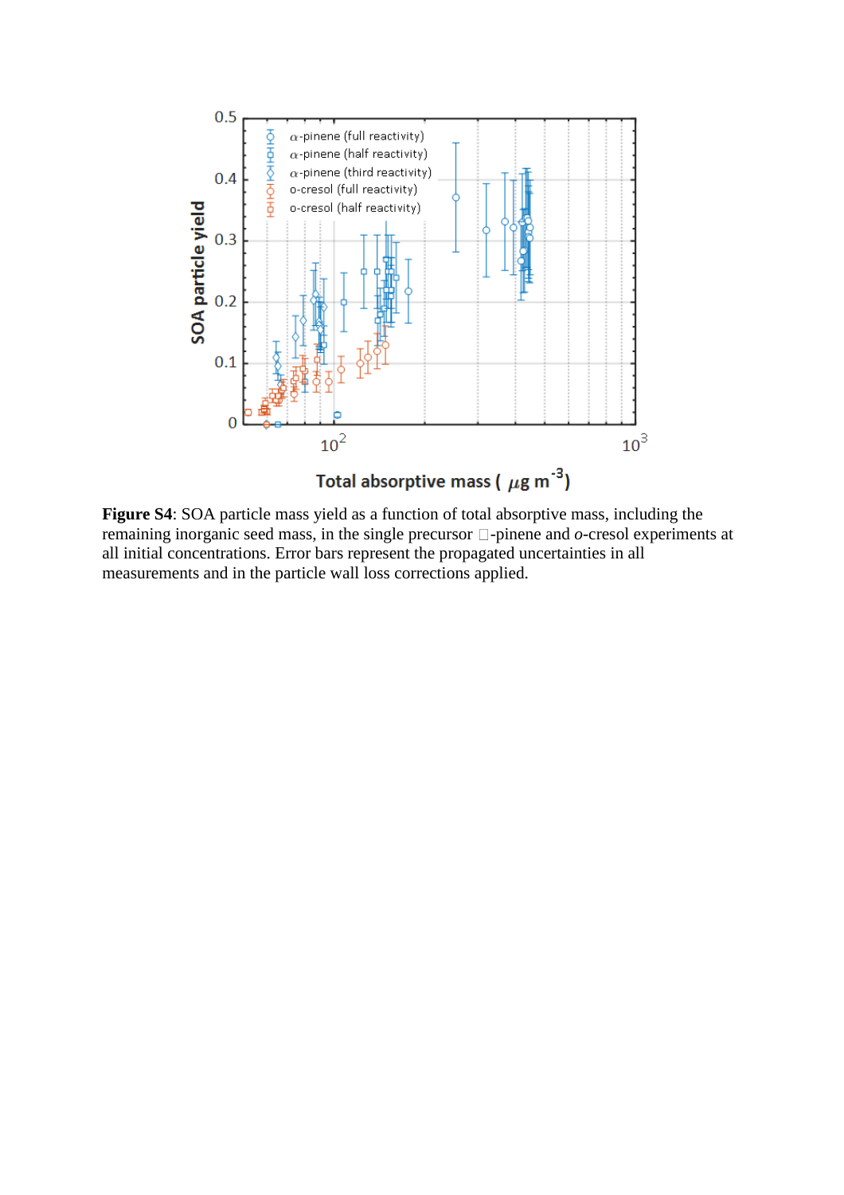**Figure S4**: SOA particle mass yield as a function of total absorptive mass, including the remaining inorganic seed mass, in the single precursor □-pinene and *o*-cresol experiments at all initial concentrations. Error bars represent the propagated uncertainties in all measurements and in the particle wall loss corrections applied.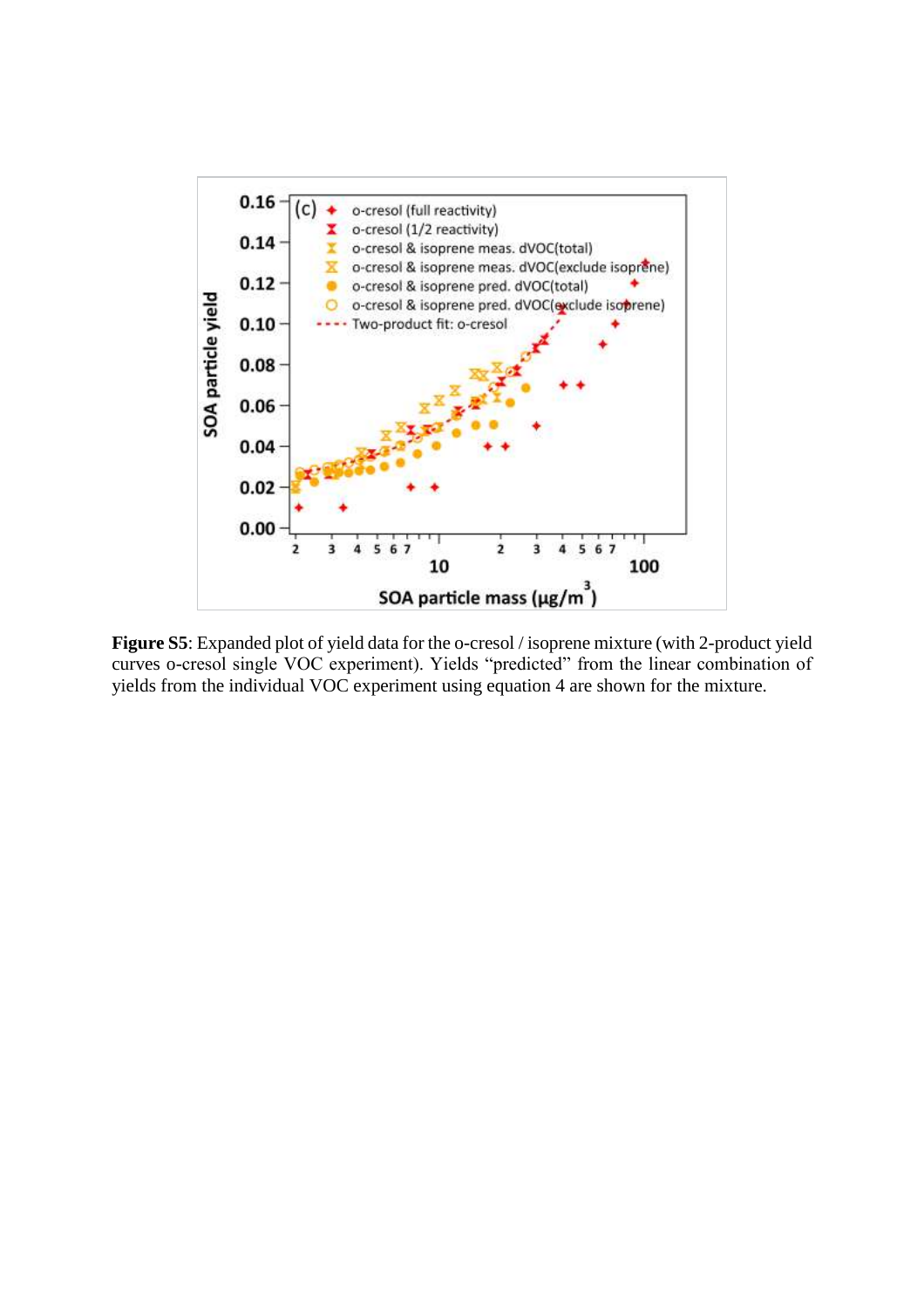**Figure S5**: Expanded plot of yield data for the o-cresol / isoprene mixture (with 2-product yield curves o-cresol single VOC experiment). Yields “predicted” from the linear combination of yields from the individual VOC experiment using equation 4 are shown for the mixture.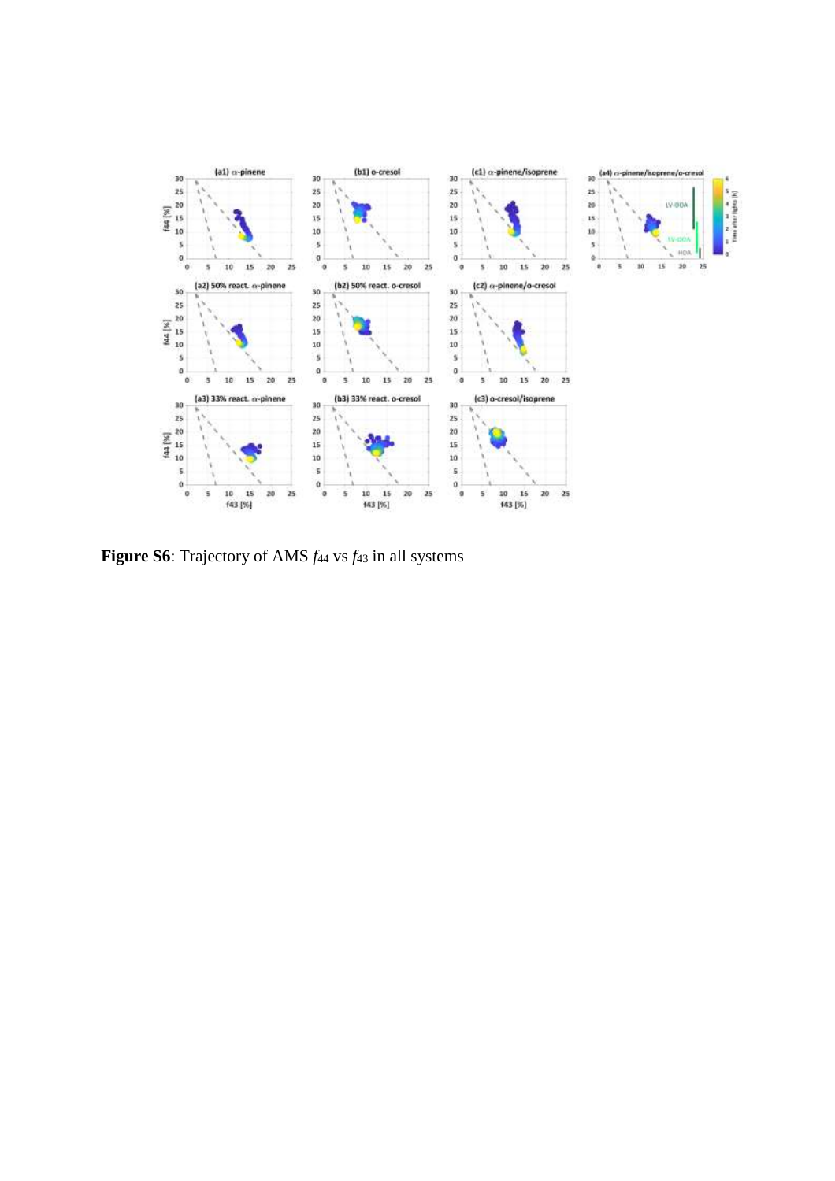(a1) α-pinene

(b1) o-cresol

(c1) α-pinene/isoprene

(a4) α-pinene/isoprene/o-cresol

(a2) 50% react. α-pinene

(b2) 50% react. o-cresol

(c2) α-pinene/o-cresol

(a3) 33% react. α-pinene

(b3) 33% react. o-cresol

(c3) o-cresol/isoprene

f44 [%]

f43 [%]

LV-OOA

SV-OOA

HOA

Time after lights [h]

**Figure S6**: Trajectory of AMS $f_{44}$ vs $f_{43}$ in all systems